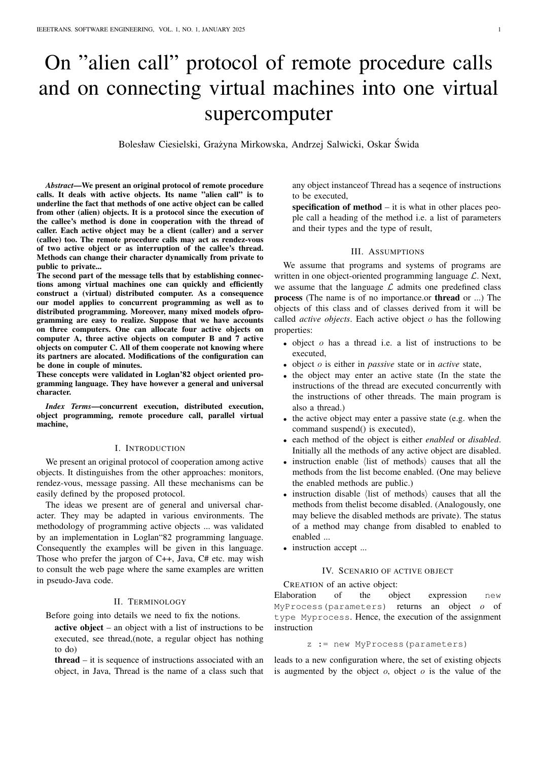// Keep the title quotes, spelling errors and "Loglan“82" exactly as printed; do not correct them.
# On ”alien call” protocol of remote procedure calls and on connecting virtual machines into one virtual supercomputer

Bolesław Ciesielski, Grażyna Mirkowska, Andrzej Salwicki, Oskar Świda

***Abstract*—We present an original protocol of remote procedure calls. It deals with active objects. Its name ”alien call” is to underline the fact that methods of one active object can be called from other (alien) objects. It is a protocol since the execution of the callee's method is done in cooperation with the thread of caller. Each active object may be a client (caller) and a server (callee) too. The remote procedure calls may act as rendez-vous of two active object or as interruption of the callee's thread. Methods can change their character dynamically from private to public to private...**

**The second part of the message tells that by establishing connections among virtual machines one can quickly and efficiently construct a (virtual) distributed computer. As a consequence our model applies to concurrent programming as well as to distributed programming. Moreover, many mixed models ofprogramming are easy to realize. Suppose that we have accounts on three computers. One can allocate four active objects on computer A, three active objects on computer B and 7 active objects on computer C. All of them cooperate not knowing where its partners are alocated. Modifications of the configuration can be done in couple of minutes.**

**These concepts were validated in Loglan'82 object oriented programming language. They have however a general and universal character.**

***Index Terms*—concurrent execution, distributed execution, object programming, remote procedure call, parallel virtual machine,**

## I. Introduction

We present an original protocol of cooperation among active objects. It distinguishes from the other approaches: monitors, rendez-vous, message passing. All these mechanisms can be easily defined by the proposed protocol.

The ideas we present are of general and universal character. They may be adapted in various environments. The methodology of programming active objects ... was validated by an implementation in Loglan“82 programming language. Consequently the examples will be given in this language. Those who prefer the jargon of C++, Java, C# etc. may wish to consult the web page where the same examples are written in pseudo-Java code.

## II. Terminology

Before going into details we need to fix the notions.

**active object** – an object with a list of instructions to be executed, see thread,(note, a regular object has nothing to do)

**thread** – it is sequence of instructions associated with an object, in Java, Thread is the name of a class such that any object instanceof Thread has a seqence of instructions to be executed,

**specification of method** – it is what in other places people call a heading of the method i.e. a list of parameters and their types and the type of result,

## III. Assumptions

We assume that programs and systems of programs are written in one object-oriented programming language $\mathcal{L}$. Next, we assume that the language $\mathcal{L}$ admits one predefined class **process** (The name is of no importance.or **thread** or ...) The objects of this class and of classes derived from it will be called *active objects*. Each active object $o$ has the following properties:

- object $o$ has a thread i.e. a list of instructions to be executed,
- object $o$ is either in *passive* state or in *active* state,
- the object may enter an active state (In the state the instructions of the thread are executed concurrently with the instructions of other threads. The main program is also a thread.)
- the active object may enter a passive state (e.g. when the command suspend() is executed),
- each method of the object is either *enabled* or *disabled*. Initially all the methods of any active object are disabled.
- instruction enable $\langle$list of methods$\rangle$ causes that all the methods from the list become enabled. (One may believe the enabled methods are public.)
- instruction disable $\langle$list of methods$\rangle$ causes that all the methods from thelist become disabled. (Analogously, one may believe the disabled methods are private). The status of a method may change from disabled to enabled to enabled ...
- instruction accept ...

## IV. Scenario of active object

Creation of an active object:

Elaboration of the object expression `new MyProcess(parameters)` returns an object $o$ of `type Myprocess`. Hence, the execution of the assignment instruction

```
z := new MyProcess(parameters)
```

leads to a new configuration where, the set of existing objects is augmented by the object $o$, object $o$ is the value of the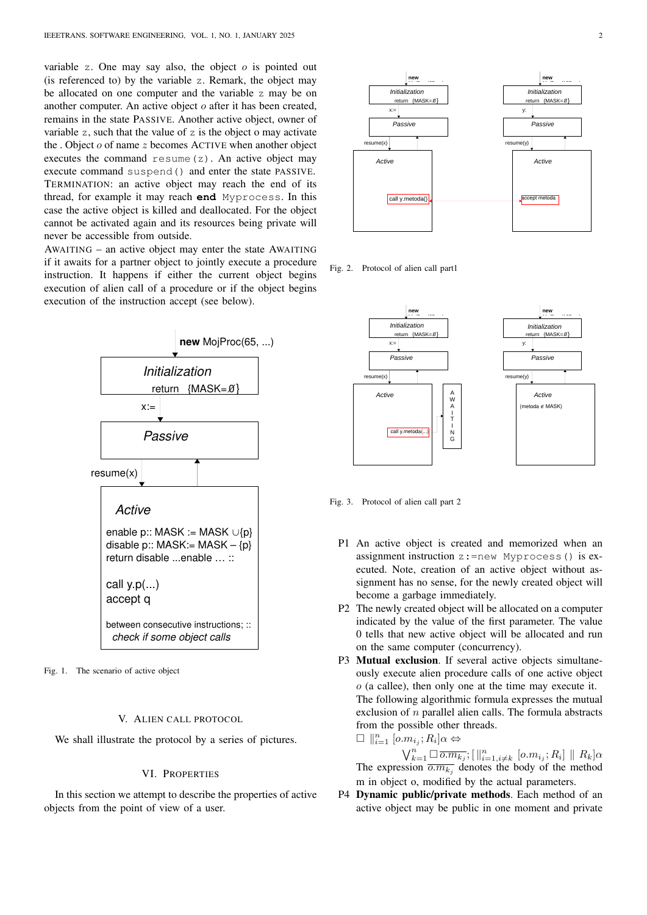variable z. One may say also, the object $o$ is pointed out (is referenced to) by the variable z. Remark, the object may be allocated on one computer and the variable z may be on another computer. An active object $o$ after it has been created, remains in the state PASSIVE. Another active object, owner of variable z, such that the value of z is the object o may activate the . Object $o$ of name $z$ becomes ACTIVE when another object executes the command resume(z). An active object may execute command suspend() and enter the state PASSIVE. TERMINATION: an active object may reach the end of its thread, for example it may reach **end** Myprocess. In this case the active object is killed and deallocated. For the object cannot be activated again and its resources being private will never be accessible from outside.

AWAITING – an active object may enter the state AWAITING if it awaits for a partner object to jointly execute a procedure instruction. It happens if either the current object begins execution of alien call of a procedure or if the object begins execution of the instruction accept (see below).

Fig. 1. The scenario of active object

## V. ALIEN CALL PROTOCOL

We shall illustrate the protocol by a series of pictures.

Fig. 2. Protocol of alien call part1

Fig. 3. Protocol of alien call part 2

## VI. PROPERTIES

In this section we attempt to describe the properties of active objects from the point of view of a user.

- P1 An active object is created and memorized when an assignment instruction z:=new Myprocess() is executed. Note, creation of an active object without assignment has no sense, for the newly created object will become a garbage immediately.
- P2 The newly created object will be allocated on a computer indicated by the value of the first parameter. The value 0 tells that new active object will be allocated and run on the same computer (concurrency).
- P3 **Mutual exclusion**. If several active objects simultaneously execute alien procedure calls of one active object $o$ (a callee), then only one at the time may execute it. The following algorithmic formula expresses the mutual exclusion of $n$ parallel alien calls. The formula abstracts from the possible other threads.

  $$\Box \ \|_{i=1}^{n} \ [o.m_{i_j}; R_i]\alpha \Leftrightarrow$$
  $$\bigvee_{k=1}^{n} \Box \, \overline{o.m_{k_j}}; [\ \|_{i=1, i \neq k}^{n} \ [o.m_{i_j}; R_i] \ \| \ R_k]\alpha$$

  The expression $\overline{o.m_{k_j}}$ denotes the body of the method m in object o, modified by the actual parameters.
- P4 **Dynamic public/private methods**. Each method of an active object may be public in one moment and private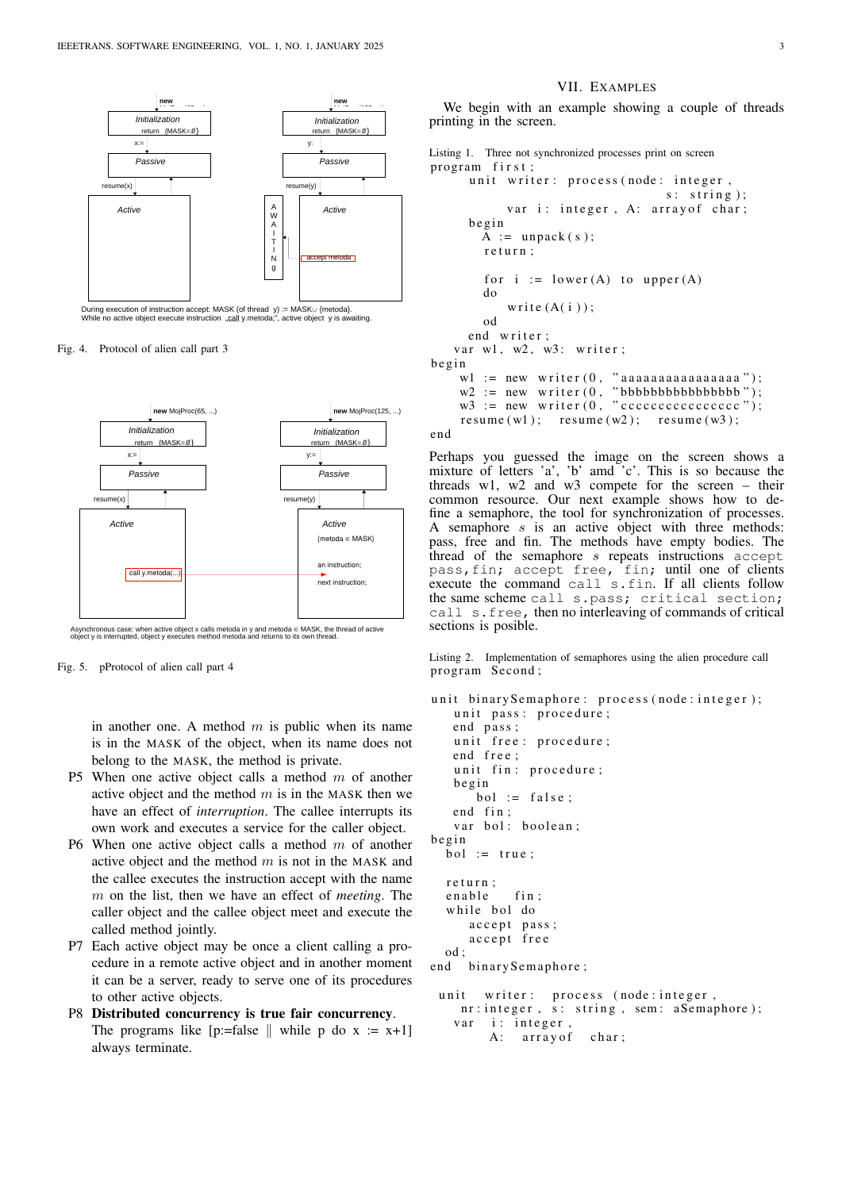During execution of instruction accept: MASK (of thread y) := MASK∪ {metoda}.
While no active object execute instruction „call y.metoda;", active object y is awaiting.

Fig. 4. Protocol of alien call part 3

Asynchronous case: when active object x calls metoda in y and metoda ∈ MASK, the thread of active object y is interrupted, object y executes method metoda and returns to its own thread.

Fig. 5. pProtocol of alien call part 4

in another one. A method $m$ is public when its name is in the MASK of the object, when its name does not belong to the MASK, the method is private.

P5 When one active object calls a method $m$ of another active object and the method $m$ is in the MASK then we have an effect of *interruption*. The callee interrupts its own work and executes a service for the caller object.

P6 When one active object calls a method $m$ of another active object and the method $m$ is not in the MASK and the callee executes the instruction accept with the name $m$ on the list, then we have an effect of *meeting*. The caller object and the callee object meet and execute the called method jointly.

P7 Each active object may be once a client calling a procedure in a remote active object and in another moment it can be a server, ready to serve one of its procedures to other active objects.

P8 **Distributed concurrency is true fair concurrency**. The programs like [p:=false ∥ while p do x := x+1] always terminate.

## VII. Examples

We begin with an example showing a couple of threads printing in the screen.

Listing 1. Three not synchronized processes print on screen

```
program first;
      unit writer: process(node: integer,
                                      s: string);
           var i: integer, A: arrayof char;
      begin
        A := unpack(s);
        return;

        for i := lower(A) to upper(A)
        do
           write(A(i));
        od
      end writer;
   var w1, w2, w3: writer;
begin
    w1 := new writer(0, "aaaaaaaaaaaaaaa");
    w2 := new writer(0, "bbbbbbbbbbbbbbb");
    w3 := new writer(0, "ccccccccccccccc");
    resume(w1);   resume(w2);   resume(w3);
end
```

Perhaps you guessed the image on the screen shows a mixture of letters 'a', 'b' amd 'c'. This is so because the threads w1, w2 and w3 compete for the screen – their common resource. Our next example shows how to define a semaphore, the tool for synchronization of processes. A semaphore $s$ is an active object with three methods: pass, free and fin. The methods have empty bodies. The thread of the semaphore $s$ repeats instructions `accept pass,fin; accept free, fin;` until one of clients execute the command `call s.fin`. If all clients follow the same scheme `call s.pass; critical section; call s.free`, then no interleaving of commands of critical sections is posible.

Listing 2. Implementation of semaphores using the alien procedure call

```
program Second;

unit binarySemaphore: process(node:integer);
   unit pass: procedure;
   end pass;
   unit free: procedure;
   end free;
   unit fin: procedure;
   begin
      bol := false;
   end fin;
   var bol: boolean;
begin
  bol := true;

  return;
  enable   fin;
  while bol do
     accept pass;
     accept free
  od;
end  binarySemaphore;

 unit  writer:  process (node:integer,
    nr:integer, s: string, sem: aSemaphore);
   var  i: integer,
        A:  arrayof  char;
```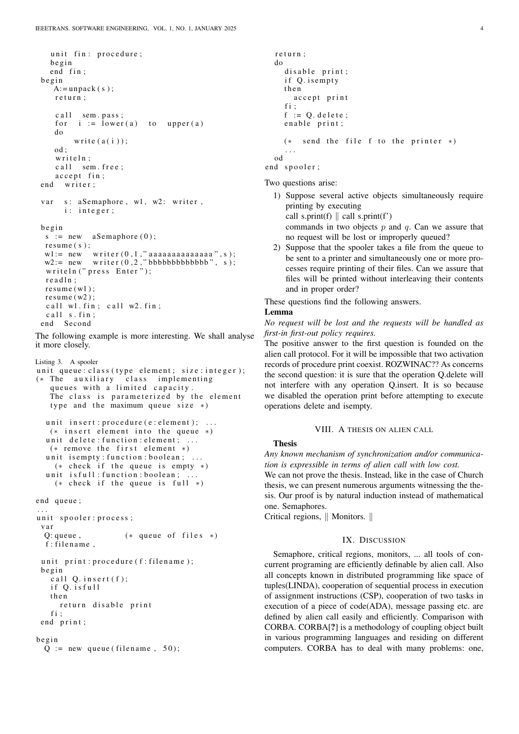```
    unit fin: procedure;
    begin
    end fin;
 begin
    A:=unpack(s);
    return;

    call  sem.pass;
    for  i := lower(a)  to  upper(a)
    do
        write(a(i));
    od;
    writeln;
    call  sem.free;
    accept fin;
 end  writer;

 var  s: aSemaphore, w1, w2: writer,
      i: integer;

 begin
  s := new  aSemaphore(0);
  resume(s);
  w1:= new  writer(0,1,"aaaaaaaaaaaaaa",s);
  w2:= new  writer(0,2,"bbbbbbbbbbbbb", s);
  writeln("press Enter");
  readln;
  resume(w1);
  resume(w2);
  call w1.fin; call w2.fin;
  call s.fin;
 end  Second
```

The following example is more interesting. We shall analyse it more closely.

Listing 3. A spooler

```
unit queue:class(type element; size:integer);
(* The  auxiliary  class  implementing
   queues with a limited capacity.
   The class is parameterized by the element
   type and the maximum queue size *)

   unit insert:procedure(e:element); ...
    (* insert element into the queue *)
   unit delete:function:element; ...
    (* remove the first element *)
   unit isempty:function:boolean; ...
     (* check if the queue is empty *)
   unit isfull:function:boolean; ...
     (* check if the queue is full *)

end queue;
...
unit spooler:process;
 var
  Q:queue,            (* queue of files *)
  f:filename,

 unit print:procedure(f:filename);
 begin
    call Q.insert(f);
    if Q.isfull
    then
      return disable print
    fi;
 end print;

begin
  Q := new queue(filename, 50);
  return;
  do
     disable print;
     if Q.isempty
     then
       accept print
     fi;
     f := Q.delete;
     enable print;

     (*  send the file f to the printer *)
     ...
  od
end spooler;
```

Two questions arise:

1) Suppose several active objects simultaneously require printing by executing
   call s.print(f) ‖ call s.print(f')
   commands in two objects $p$ and $q$. Can we assure that no request will be lost or improperly queued?
2) Suppose that the spooler takes a file from the queue to be sent to a printer and simultaneously one or more processes require printing of their files. Can we assure that files will be printed without interleaving their contents and in proper order?

These questions find the following answers.

**Lemma**

*No request will be lost and the requests will be handled as first-in first-out policy requires.*

The positive answer to the first question is founded on the alien call protocol. For it will be impossible that two activation records of procedure print coexist. ROZWINAC?? As concerns the second question: it is sure that the operation Q.delete will not interfere with any operation Q.insert. It is so because we disabled the operation print before attempting to execute operations delete and isempty.

## VIII. A thesis on alien call

**Thesis**

*Any known mechanism of synchronization and/or communication is expressible in terms of alien call with low cost.*

We can not prove the thesis. Instead, like in the case of Church thesis, we can present numerous arguments witnessing the thesis. Our proof is by natural induction instead of mathematical one. Semaphores.

Critical regions, ‖ Monitors. ‖

## IX. Discussion

Semaphore, critical regions, monitors, ... all tools of concurrent programing are efficiently definable by alien call. Also all concepts known in distributed programming like space of tuples(LINDA), cooperation of sequential process in execution of assignment instructions (CSP), cooperation of two tasks in execution of a piece of code(ADA), message passing etc. are defined by alien call easily and efficiently. Comparison with CORBA. CORBA[**?**] is a methodology of coupling object built in various programming languages and residing on different computers. CORBA has to deal with many problems: one,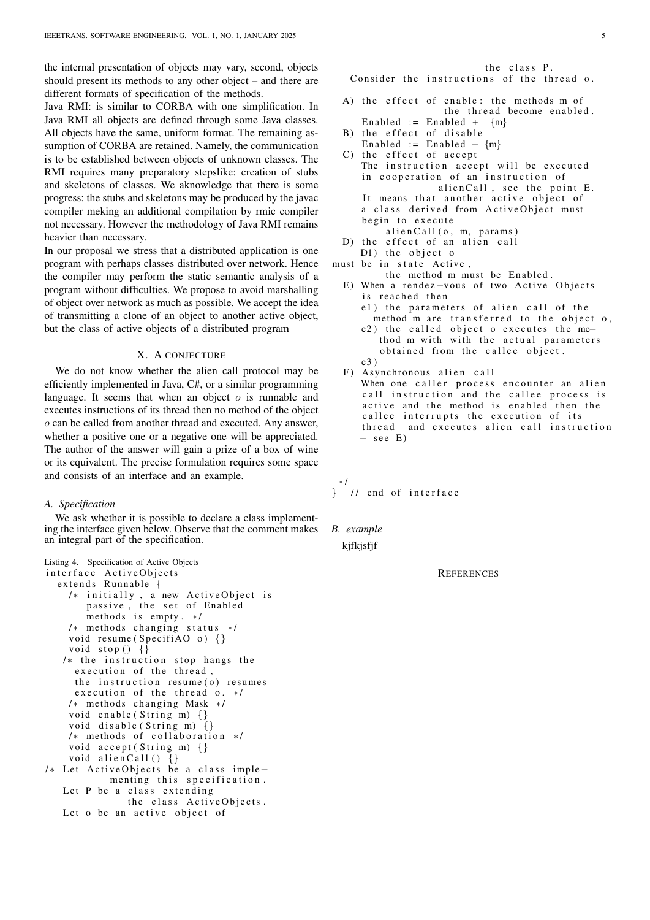the internal presentation of objects may vary, second, objects should present its methods to any other object – and there are different formats of specification of the methods.

Java RMI: is similar to CORBA with one simplification. In Java RMI all objects are defined through some Java classes. All objects have the same, uniform format. The remaining assumption of CORBA are retained. Namely, the communication is to be established between objects of unknown classes. The RMI requires many preparatory stepslike: creation of stubs and skeletons of classes. We aknowledge that there is some progress: the stubs and skeletons may be produced by the javac compiler meking an additional compilation by rmic compiler not necessary. However the methodology of Java RMI remains heavier than necessary.

In our proposal we stress that a distributed application is one program with perhaps classes distributed over network. Hence the compiler may perform the static semantic analysis of a program without difficulties. We propose to avoid marshalling of object over network as much as possible. We accept the idea of transmitting a clone of an object to another active object, but the class of active objects of a distributed program

## X. A conjecture

We do not know whether the alien call protocol may be efficiently implemented in Java, C#, or a similar programming language. It seems that when an object $o$ is runnable and executes instructions of its thread then no method of the object $o$ can be called from another thread and executed. Any answer, whether a positive one or a negative one will be appreciated. The author of the answer will gain a prize of a box of wine or its equivalent. The precise formulation requires some space and consists of an interface and an example.

### A. Specification

We ask whether it is possible to declare a class implementing the interface given below. Observe that the comment makes an integral part of the specification.

Listing 4. Specification of Active Objects

```
interface ActiveObjects
  extends Runnable {
    /* initially, a new ActiveObject is
       passive, the set of Enabled
       methods is empty. */
    /* methods changing status */
    void resume(SpecifiAO o) {}
    void stop() {}
   /* the instruction stop hangs the
     execution of the thread,
     the instruction resume(o) resumes
     execution of the thread o. */
    /* methods changing Mask */
    void enable(String m) {}
    void disable(String m) {}
    /* methods of collaboration */
    void accept(String m) {}
    void alienCall() {}
/* Let ActiveObjects be a class imple-
          menting this specification.
   Let P be a class extending
              the class ActiveObjects.
   Let o be an active object of
                          the class P.
   Consider the instructions of the thread o.

   A) the effect of enable: the methods m of
                    the thread become enabled.
      Enabled := Enabled +  {m}
   B) the effect of disable
      Enabled := Enabled - {m}
   C) the effect of accept
      The instruction accept will be executed
      in cooperation of an instruction of
                   alienCall, see the point E.
      It means that another active object of
      a class derived from ActiveObject must
      begin to execute
          alienCall(o, m, params)
   D) the effect of an alien call
      D1) the object o
must be in state Active,
        the method m must be Enabled.
   E) When a rendez-vous of two Active Objects
      is reached then
      e1) the parameters of alien call of the
        method m are transferred to the object o,
      e2) the called object o executes the me-
          thod m with with the actual parameters
          obtained from the callee object.
      e3)
   F) Asynchronous alien call
      When one caller process encounter an alien
      call instruction and the callee process is
      active and the method is enabled then the
      callee interrupts the execution of its
      thread  and executes alien call instruction
      - see E)


 */
}  // end of interface
```

### B. example

kjfkjsfjf

## References